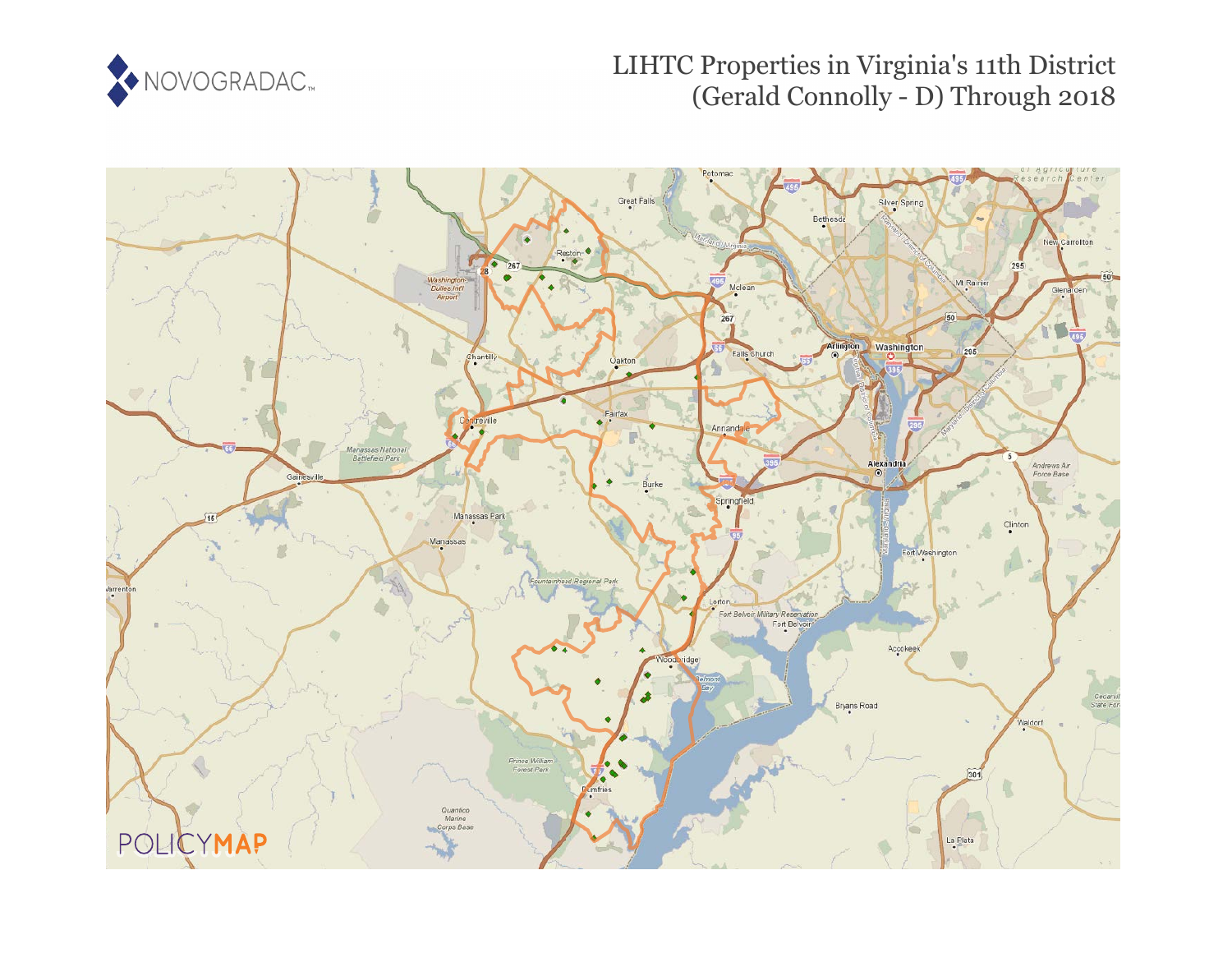NOVOGRADAC

# LIHTC Properties in Virginia's 11th District (Gerald Connolly - D) Through 2018

POLICYMAP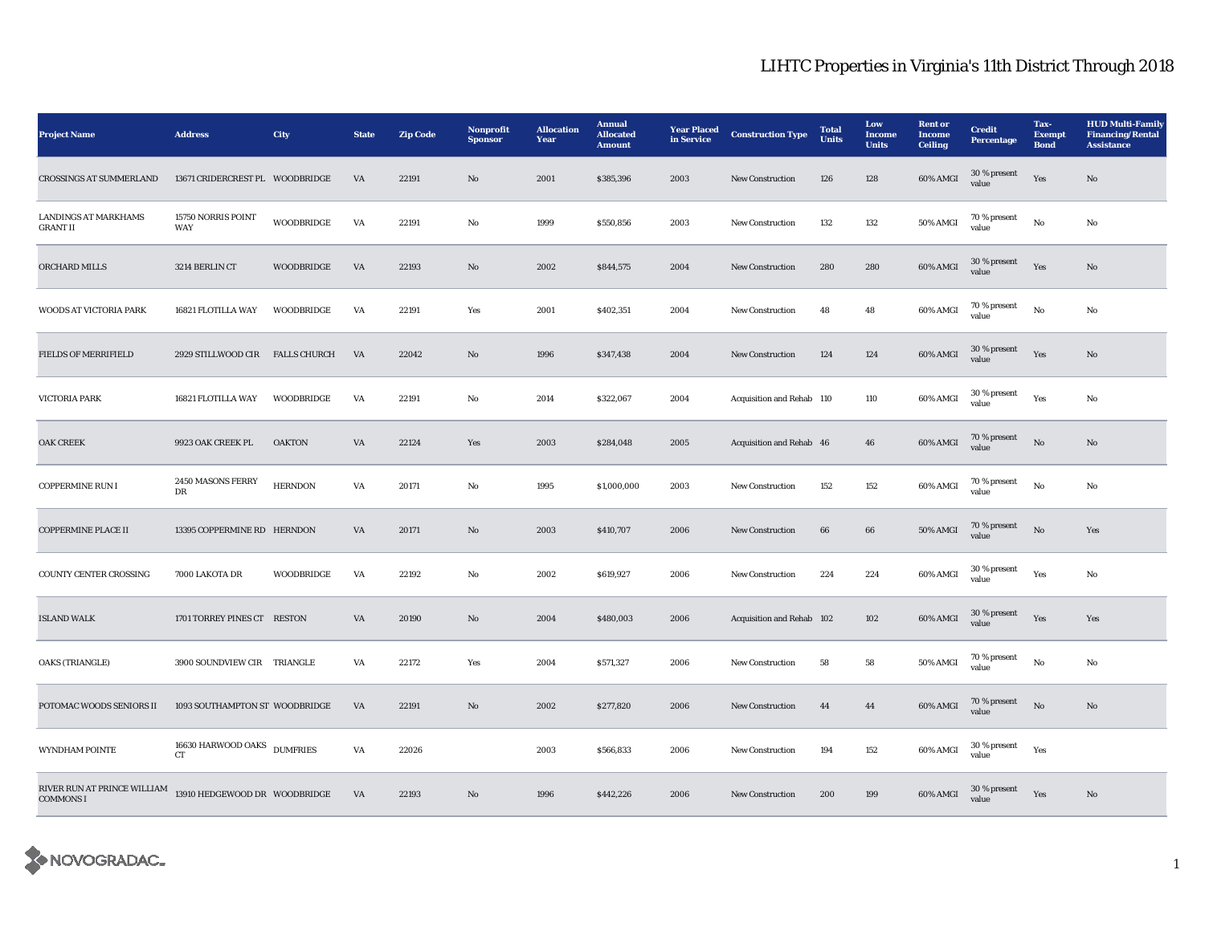# LIHTC Properties in Virginia's 11th District Through 2018

| Project Name | Address | City | State | Zip Code | Nonprofit Sponsor | Allocation Year | Annual Allocated Amount | Year Placed in Service | Construction Type | Total Units | Low Income Units | Rent or Income Ceiling | Credit Percentage | Tax-Exempt Bond | HUD Multi-Family Financing/Rental Assistance |
|---|---|---|---|---|---|---|---|---|---|---|---|---|---|---|---|
| CROSSINGS AT SUMMERLAND | 13671 CRIDERCREST PL | WOODBRIDGE | VA | 22191 | No | 2001 | $385,396 | 2003 | New Construction | 126 | 128 | 60% AMGI | 30 % present value | Yes | No |
| LANDINGS AT MARKHAMS GRANT II | 15750 NORRIS POINT WAY | WOODBRIDGE | VA | 22191 | No | 1999 | $550,856 | 2003 | New Construction | 132 | 132 | 50% AMGI | 70 % present value | No | No |
| ORCHARD MILLS | 3214 BERLIN CT | WOODBRIDGE | VA | 22193 | No | 2002 | $844,575 | 2004 | New Construction | 280 | 280 | 60% AMGI | 30 % present value | Yes | No |
| WOODS AT VICTORIA PARK | 16821 FLOTILLA WAY | WOODBRIDGE | VA | 22191 | Yes | 2001 | $402,351 | 2004 | New Construction | 48 | 48 | 60% AMGI | 70 % present value | No | No |
| FIELDS OF MERRIFIELD | 2929 STILLWOOD CIR | FALLS CHURCH | VA | 22042 | No | 1996 | $347,438 | 2004 | New Construction | 124 | 124 | 60% AMGI | 30 % present value | Yes | No |
| VICTORIA PARK | 16821 FLOTILLA WAY | WOODBRIDGE | VA | 22191 | No | 2014 | $322,067 | 2004 | Acquisition and Rehab | 110 | 110 | 60% AMGI | 30 % present value | Yes | No |
| OAK CREEK | 9923 OAK CREEK PL | OAKTON | VA | 22124 | Yes | 2003 | $284,048 | 2005 | Acquisition and Rehab | 46 | 46 | 60% AMGI | 70 % present value | No | No |
| COPPERMINE RUN I | 2450 MASONS FERRY DR | HERNDON | VA | 20171 | No | 1995 | $1,000,000 | 2003 | New Construction | 152 | 152 | 60% AMGI | 70 % present value | No | No |
| COPPERMINE PLACE II | 13395 COPPERMINE RD | HERNDON | VA | 20171 | No | 2003 | $410,707 | 2006 | New Construction | 66 | 66 | 50% AMGI | 70 % present value | No | Yes |
| COUNTY CENTER CROSSING | 7000 LAKOTA DR | WOODBRIDGE | VA | 22192 | No | 2002 | $619,927 | 2006 | New Construction | 224 | 224 | 60% AMGI | 30 % present value | Yes | No |
| ISLAND WALK | 1701 TORREY PINES CT | RESTON | VA | 20190 | No | 2004 | $480,003 | 2006 | Acquisition and Rehab | 102 | 102 | 60% AMGI | 30 % present value | Yes | Yes |
| OAKS (TRIANGLE) | 3900 SOUNDVIEW CIR | TRIANGLE | VA | 22172 | Yes | 2004 | $571,327 | 2006 | New Construction | 58 | 58 | 50% AMGI | 70 % present value | No | No |
| POTOMAC WOODS SENIORS II | 1093 SOUTHAMPTON ST | WOODBRIDGE | VA | 22191 | No | 2002 | $277,820 | 2006 | New Construction | 44 | 44 | 60% AMGI | 70 % present value | No | No |
| WYNDHAM POINTE | 16630 HARWOOD OAKS CT | DUMFRIES | VA | 22026 | | 2003 | $566,833 | 2006 | New Construction | 194 | 152 | 60% AMGI | 30 % present value | Yes | |
| RIVER RUN AT PRINCE WILLIAM COMMONS I | 13910 HEDGEWOOD DR | WOODBRIDGE | VA | 22193 | No | 1996 | $442,226 | 2006 | New Construction | 200 | 199 | 60% AMGI | 30 % present value | Yes | No |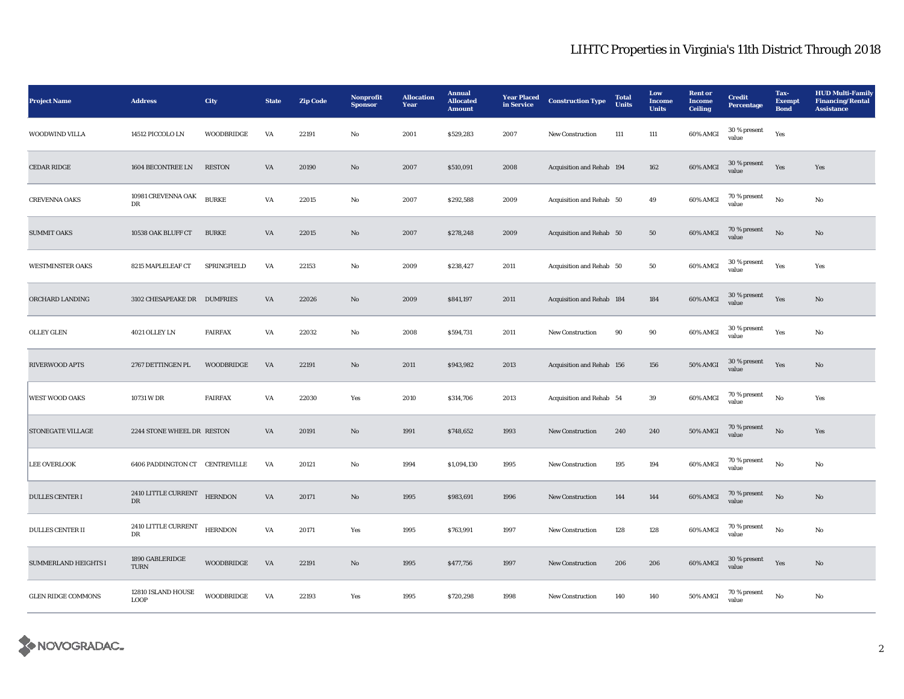# LIHTC Properties in Virginia's 11th District Through 2018

| Project Name | Address | City | State | Zip Code | Nonprofit Sponsor | Allocation Year | Annual Allocated Amount | Year Placed in Service | Construction Type | Total Units | Low Income Units | Rent or Income Ceiling | Credit Percentage | Tax-Exempt Bond | HUD Multi-Family Financing/Rental Assistance |
|---|---|---|---|---|---|---|---|---|---|---|---|---|---|---|---|
| WOODWIND VILLA | 14512 PICCOLO LN | WOODBRIDGE | VA | 22191 | No | 2001 | $529,283 | 2007 | New Construction | 111 | 111 | 60% AMGI | 30 % present value | Yes | |
| CEDAR RIDGE | 1604 BECONTREE LN | RESTON | VA | 20190 | No | 2007 | $510,091 | 2008 | Acquisition and Rehab | 194 | 162 | 60% AMGI | 30 % present value | Yes | Yes |
| CREVENNA OAKS | 10981 CREVENNA OAK DR | BURKE | VA | 22015 | No | 2007 | $292,588 | 2009 | Acquisition and Rehab | 50 | 49 | 60% AMGI | 70 % present value | No | No |
| SUMMIT OAKS | 10538 OAK BLUFF CT | BURKE | VA | 22015 | No | 2007 | $278,248 | 2009 | Acquisition and Rehab | 50 | 50 | 60% AMGI | 70 % present value | No | No |
| WESTMINSTER OAKS | 8215 MAPLELEAF CT | SPRINGFIELD | VA | 22153 | No | 2009 | $238,427 | 2011 | Acquisition and Rehab | 50 | 50 | 60% AMGI | 30 % present value | Yes | Yes |
| ORCHARD LANDING | 3102 CHESAPEAKE DR | DUMFRIES | VA | 22026 | No | 2009 | $841,197 | 2011 | Acquisition and Rehab | 184 | 184 | 60% AMGI | 30 % present value | Yes | No |
| OLLEY GLEN | 4021 OLLEY LN | FAIRFAX | VA | 22032 | No | 2008 | $594,731 | 2011 | New Construction | 90 | 90 | 60% AMGI | 30 % present value | Yes | No |
| RIVERWOOD APTS | 2767 DETTINGEN PL | WOODBRIDGE | VA | 22191 | No | 2011 | $943,982 | 2013 | Acquisition and Rehab | 156 | 156 | 50% AMGI | 30 % present value | Yes | No |
| WEST WOOD OAKS | 10731 W DR | FAIRFAX | VA | 22030 | Yes | 2010 | $314,706 | 2013 | Acquisition and Rehab | 54 | 39 | 60% AMGI | 70 % present value | No | Yes |
| STONEGATE VILLAGE | 2244 STONE WHEEL DR | RESTON | VA | 20191 | No | 1991 | $748,652 | 1993 | New Construction | 240 | 240 | 50% AMGI | 70 % present value | No | Yes |
| LEE OVERLOOK | 6406 PADDINGTON CT | CENTREVILLE | VA | 20121 | No | 1994 | $1,094,130 | 1995 | New Construction | 195 | 194 | 60% AMGI | 70 % present value | No | No |
| DULLES CENTER I | 2410 LITTLE CURRENT DR | HERNDON | VA | 20171 | No | 1995 | $983,691 | 1996 | New Construction | 144 | 144 | 60% AMGI | 70 % present value | No | No |
| DULLES CENTER II | 2410 LITTLE CURRENT DR | HERNDON | VA | 20171 | Yes | 1995 | $763,991 | 1997 | New Construction | 128 | 128 | 60% AMGI | 70 % present value | No | No |
| SUMMERLAND HEIGHTS I | 1890 GABLERIDGE TURN | WOODBRIDGE | VA | 22191 | No | 1995 | $477,756 | 1997 | New Construction | 206 | 206 | 60% AMGI | 30 % present value | Yes | No |
| GLEN RIDGE COMMONS | 12810 ISLAND HOUSE LOOP | WOODBRIDGE | VA | 22193 | Yes | 1995 | $720,298 | 1998 | New Construction | 140 | 140 | 50% AMGI | 70 % present value | No | No |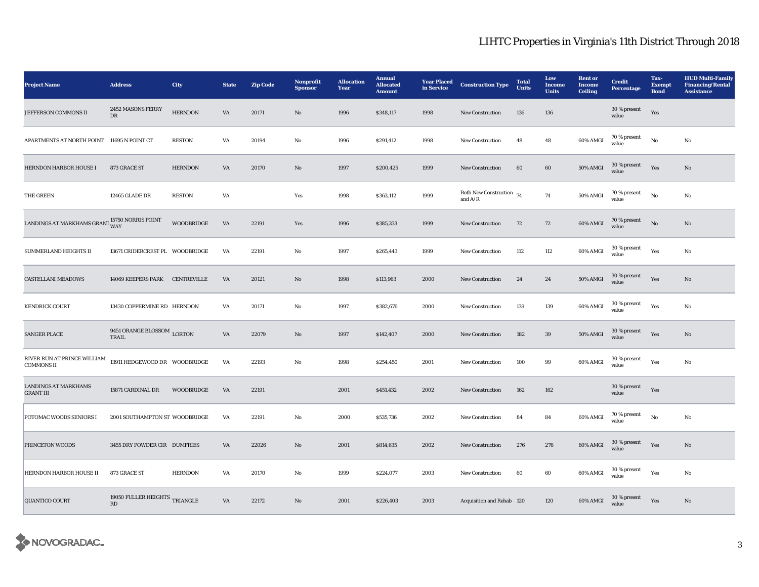# LIHTC Properties in Virginia's 11th District Through 2018

| Project Name | Address | City | State | Zip Code | Nonprofit Sponsor | Allocation Year | Annual Allocated Amount | Year Placed in Service | Construction Type | Total Units | Low Income Units | Rent or Income Ceiling | Credit Percentage | Tax-Exempt Bond | HUD Multi-Family Financing/Rental Assistance |
|---|---|---|---|---|---|---|---|---|---|---|---|---|---|---|---|
| JEFFERSON COMMONS II | 2452 MASONS FERRY DR | HERNDON | VA | 20171 | No | 1996 | $348,117 | 1998 | New Construction | 136 | 136 | | 30 % present value | Yes | |
| APARTMENTS AT NORTH POINT | 11695 N POINT CT | RESTON | VA | 20194 | No | 1996 | $291,412 | 1998 | New Construction | 48 | 48 | 60% AMGI | 70 % present value | No | No |
| HERNDON HARBOR HOUSE I | 873 GRACE ST | HERNDON | VA | 20170 | No | 1997 | $200,425 | 1999 | New Construction | 60 | 60 | 50% AMGI | 30 % present value | Yes | No |
| THE GREEN | 12465 GLADE DR | RESTON | VA | | Yes | 1998 | $363,112 | 1999 | Both New Construction and A/R | 74 | 74 | 50% AMGI | 70 % present value | No | No |
| LANDINGS AT MARKHAMS GRANT | 15750 NORRIS POINT WAY | WOODBRIDGE | VA | 22191 | Yes | 1996 | $385,333 | 1999 | New Construction | 72 | 72 | 60% AMGI | 70 % present value | No | No |
| SUMMERLAND HEIGHTS II | 13671 CRIDERCREST PL | WOODBRIDGE | VA | 22191 | No | 1997 | $265,443 | 1999 | New Construction | 112 | 112 | 60% AMGI | 30 % present value | Yes | No |
| CASTELLANI MEADOWS | 14069 KEEPERS PARK | CENTREVILLE | VA | 20121 | No | 1998 | $113,963 | 2000 | New Construction | 24 | 24 | 50% AMGI | 30 % present value | Yes | No |
| KENDRICK COURT | 13430 COPPERMINE RD | HERNDON | VA | 20171 | No | 1997 | $382,676 | 2000 | New Construction | 139 | 139 | 60% AMGI | 30 % present value | Yes | No |
| SANGER PLACE | 9451 ORANGE BLOSSOM TRAIL | LORTON | VA | 22079 | No | 1997 | $142,407 | 2000 | New Construction | 182 | 39 | 50% AMGI | 30 % present value | Yes | No |
| RIVER RUN AT PRINCE WILLIAM COMMONS II | 13911 HEDGEWOOD DR | WOODBRIDGE | VA | 22193 | No | 1998 | $254,450 | 2001 | New Construction | 100 | 99 | 60% AMGI | 30 % present value | Yes | No |
| LANDINGS AT MARKHAMS GRANT III | 15871 CARDINAL DR | WOODBRIDGE | VA | 22191 | | 2001 | $451,432 | 2002 | New Construction | 162 | 162 | | 30 % present value | Yes | |
| POTOMAC WOODS SENIORS I | 2001 SOUTHAMPTON ST | WOODBRIDGE | VA | 22191 | No | 2000 | $535,736 | 2002 | New Construction | 84 | 84 | 60% AMGI | 70 % present value | No | No |
| PRINCETON WOODS | 3455 DRY POWDER CIR | DUMFRIES | VA | 22026 | No | 2001 | $814,635 | 2002 | New Construction | 276 | 276 | 60% AMGI | 30 % present value | Yes | No |
| HERNDON HARBOR HOUSE II | 873 GRACE ST | HERNDON | VA | 20170 | No | 1999 | $224,077 | 2003 | New Construction | 60 | 60 | 60% AMGI | 30 % present value | Yes | No |
| QUANTICO COURT | 19050 FULLER HEIGHTS RD | TRIANGLE | VA | 22172 | No | 2001 | $226,403 | 2003 | Acquisition and Rehab | 120 | 120 | 60% AMGI | 30 % present value | Yes | No |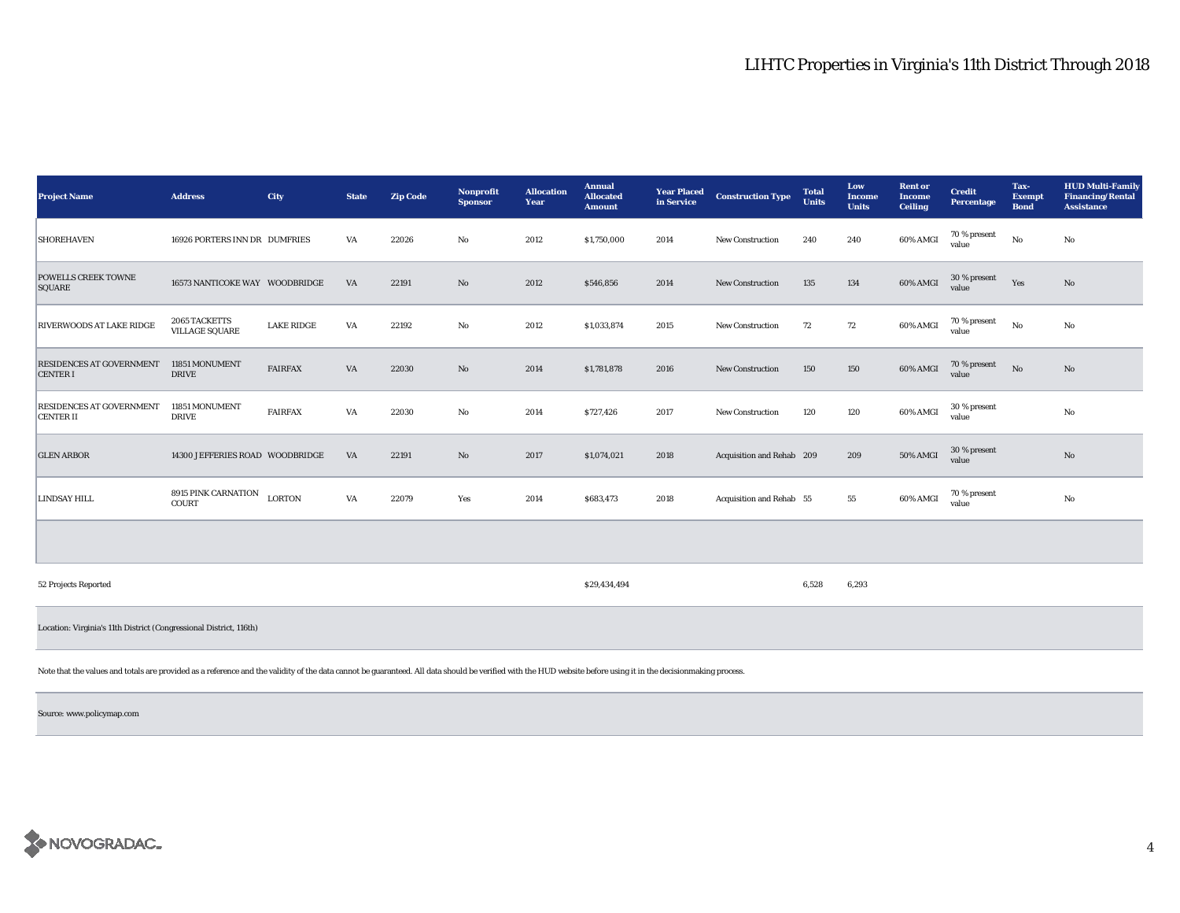| Project Name | Address | City | State | Zip Code | Nonprofit Sponsor | Allocation Year | Annual Allocated Amount | Year Placed in Service | Construction Type | Total Units | Low Income Units | Rent or Income Ceiling | Credit Percentage | Tax-Exempt Bond | HUD Multi-Family Financing/Rental Assistance |
|---|---|---|---|---|---|---|---|---|---|---|---|---|---|---|---|
| SHOREHAVEN | 16926 PORTERS INN DR | DUMFRIES | VA | 22026 | No | 2012 | $1,750,000 | 2014 | New Construction | 240 | 240 | 60% AMGI | 70 % present value | No | No |
| POWELLS CREEK TOWNE SQUARE | 16573 NANTICOKE WAY | WOODBRIDGE | VA | 22191 | No | 2012 | $546,856 | 2014 | New Construction | 135 | 134 | 60% AMGI | 30 % present value | Yes | No |
| RIVERWOODS AT LAKE RIDGE | 2065 TACKETTS VILLAGE SQUARE | LAKE RIDGE | VA | 22192 | No | 2012 | $1,033,874 | 2015 | New Construction | 72 | 72 | 60% AMGI | 70 % present value | No | No |
| RESIDENCES AT GOVERNMENT CENTER I | 11851 MONUMENT DRIVE | FAIRFAX | VA | 22030 | No | 2014 | $1,781,878 | 2016 | New Construction | 150 | 150 | 60% AMGI | 70 % present value | No | No |
| RESIDENCES AT GOVERNMENT CENTER II | 11851 MONUMENT DRIVE | FAIRFAX | VA | 22030 | No | 2014 | $727,426 | 2017 | New Construction | 120 | 120 | 60% AMGI | 30 % present value | | No |
| GLEN ARBOR | 14300 JEFFERIES ROAD | WOODBRIDGE | VA | 22191 | No | 2017 | $1,074,021 | 2018 | Acquisition and Rehab | 209 | 209 | 50% AMGI | 30 % present value | | No |
| LINDSAY HILL | 8915 PINK CARNATION COURT | LORTON | VA | 22079 | Yes | 2014 | $683,473 | 2018 | Acquisition and Rehab | 55 | 55 | 60% AMGI | 70 % present value | | No |
| | | | | | | | | | | | | | | | |
| 52 Projects Reported | | | | | | | $29,434,494 | | | 6,528 | 6,293 | | | | |

Location: Virginia's 11th District (Congressional District, 116th)

Note that the values and totals are provided as a reference and the validity of the data cannot be guaranteed. All data should be verified with the HUD website before using it in the decisionmaking process.

Source: www.policymap.com